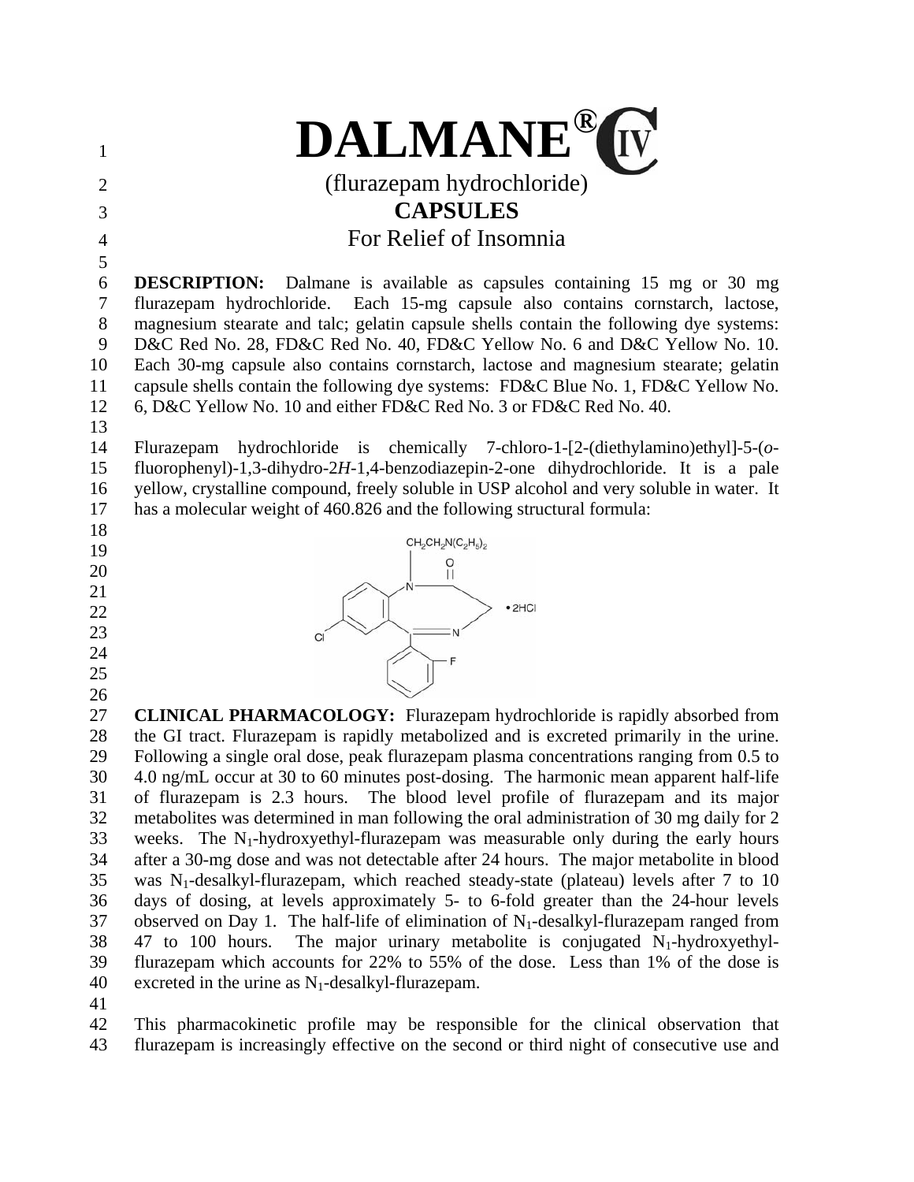# DALMANE® CIV

(flurazepam hydrochloride)

**CAPSULES**

For Relief of Insomnia

**DESCRIPTION:** Dalmane is available as capsules containing 15 mg or 30 mg flurazepam hydrochloride. Each 15-mg capsule also contains cornstarch, lactose, magnesium stearate and talc; gelatin capsule shells contain the following dye systems: D&C Red No. 28, FD&C Red No. 40, FD&C Yellow No. 6 and D&C Yellow No. 10. Each 30-mg capsule also contains cornstarch, lactose and magnesium stearate; gelatin capsule shells contain the following dye systems: FD&C Blue No. 1, FD&C Yellow No. 6, D&C Yellow No. 10 and either FD&C Red No. 3 or FD&C Red No. 40.

Flurazepam hydrochloride is chemically 7-chloro-1-[2-(diethylamino)ethyl]-5-(*o*-fluorophenyl)-1,3-dihydro-2*H*-1,4-benzodiazepin-2-one dihydrochloride. It is a pale yellow, crystalline compound, freely soluble in USP alcohol and very soluble in water. It has a molecular weight of 460.826 and the following structural formula:

$CH_2CH_2N(C_2H_5)_2$ • 2HCl

**CLINICAL PHARMACOLOGY:** Flurazepam hydrochloride is rapidly absorbed from the GI tract. Flurazepam is rapidly metabolized and is excreted primarily in the urine. Following a single oral dose, peak flurazepam plasma concentrations ranging from 0.5 to 4.0 ng/mL occur at 30 to 60 minutes post-dosing. The harmonic mean apparent half-life of flurazepam is 2.3 hours. The blood level profile of flurazepam and its major metabolites was determined in man following the oral administration of 30 mg daily for 2 weeks. The $N_1$-hydroxyethyl-flurazepam was measurable only during the early hours after a 30-mg dose and was not detectable after 24 hours. The major metabolite in blood was $N_1$-desalkyl-flurazepam, which reached steady-state (plateau) levels after 7 to 10 days of dosing, at levels approximately 5- to 6-fold greater than the 24-hour levels observed on Day 1. The half-life of elimination of $N_1$-desalkyl-flurazepam ranged from 47 to 100 hours. The major urinary metabolite is conjugated $N_1$-hydroxyethyl-flurazepam which accounts for 22% to 55% of the dose. Less than 1% of the dose is excreted in the urine as $N_1$-desalkyl-flurazepam.

This pharmacokinetic profile may be responsible for the clinical observation that flurazepam is increasingly effective on the second or third night of consecutive use and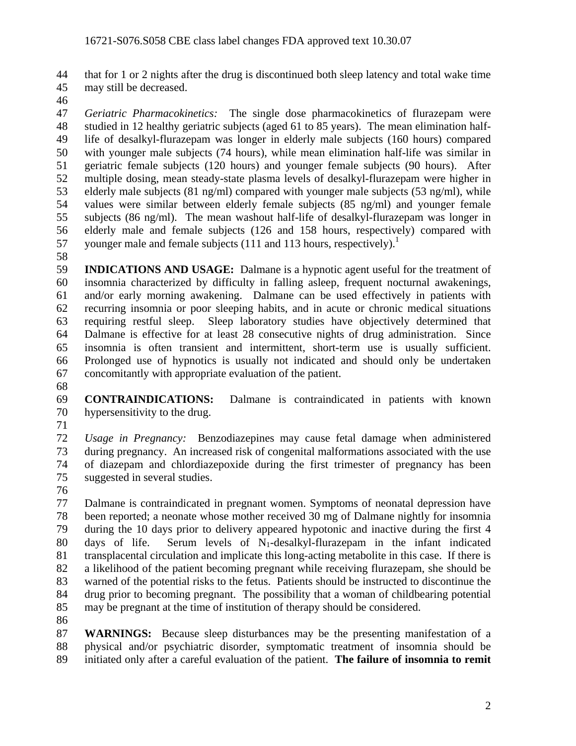that for 1 or 2 nights after the drug is discontinued both sleep latency and total wake time may still be decreased.

*Geriatric Pharmacokinetics:* The single dose pharmacokinetics of flurazepam were studied in 12 healthy geriatric subjects (aged 61 to 85 years). The mean elimination half-life of desalkyl-flurazepam was longer in elderly male subjects (160 hours) compared with younger male subjects (74 hours), while mean elimination half-life was similar in geriatric female subjects (120 hours) and younger female subjects (90 hours). After multiple dosing, mean steady-state plasma levels of desalkyl-flurazepam were higher in elderly male subjects (81 ng/ml) compared with younger male subjects (53 ng/ml), while values were similar between elderly female subjects (85 ng/ml) and younger female subjects (86 ng/ml). The mean washout half-life of desalkyl-flurazepam was longer in elderly male and female subjects (126 and 158 hours, respectively) compared with younger male and female subjects (111 and 113 hours, respectively).[1]

**INDICATIONS AND USAGE:** Dalmane is a hypnotic agent useful for the treatment of insomnia characterized by difficulty in falling asleep, frequent nocturnal awakenings, and/or early morning awakening. Dalmane can be used effectively in patients with recurring insomnia or poor sleeping habits, and in acute or chronic medical situations requiring restful sleep. Sleep laboratory studies have objectively determined that Dalmane is effective for at least 28 consecutive nights of drug administration. Since insomnia is often transient and intermittent, short-term use is usually sufficient. Prolonged use of hypnotics is usually not indicated and should only be undertaken concomitantly with appropriate evaluation of the patient.

**CONTRAINDICATIONS:** Dalmane is contraindicated in patients with known hypersensitivity to the drug.

*Usage in Pregnancy:* Benzodiazepines may cause fetal damage when administered during pregnancy. An increased risk of congenital malformations associated with the use of diazepam and chlordiazepoxide during the first trimester of pregnancy has been suggested in several studies.

Dalmane is contraindicated in pregnant women. Symptoms of neonatal depression have been reported; a neonate whose mother received 30 mg of Dalmane nightly for insomnia during the 10 days prior to delivery appeared hypotonic and inactive during the first 4 days of life. Serum levels of $N_1$-desalkyl-flurazepam in the infant indicated transplacental circulation and implicate this long-acting metabolite in this case. If there is a likelihood of the patient becoming pregnant while receiving flurazepam, she should be warned of the potential risks to the fetus. Patients should be instructed to discontinue the drug prior to becoming pregnant. The possibility that a woman of childbearing potential may be pregnant at the time of institution of therapy should be considered.

**WARNINGS:** Because sleep disturbances may be the presenting manifestation of a physical and/or psychiatric disorder, symptomatic treatment of insomnia should be initiated only after a careful evaluation of the patient. **The failure of insomnia to remit**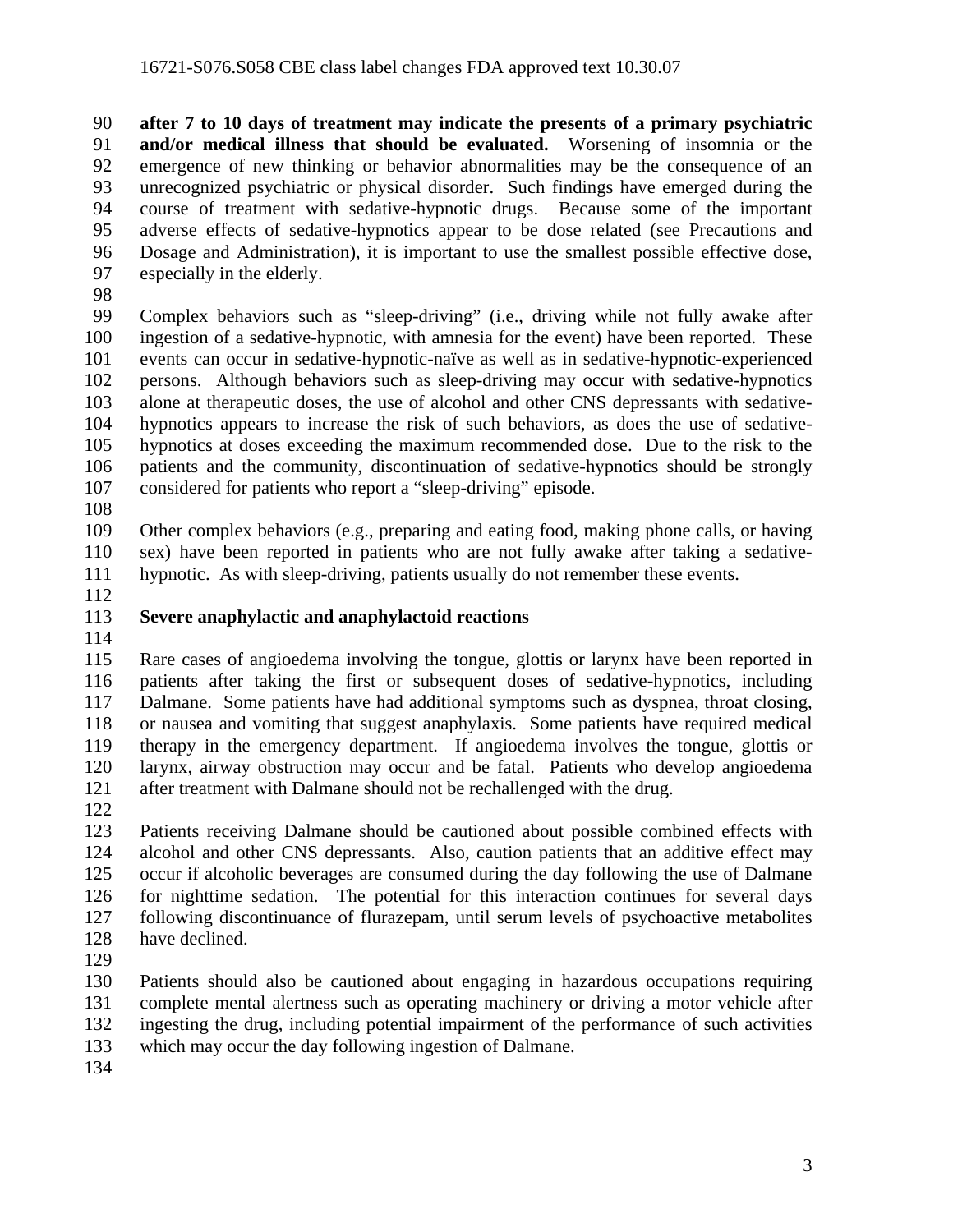**after 7 to 10 days of treatment may indicate the presents of a primary psychiatric and/or medical illness that should be evaluated.** Worsening of insomnia or the emergence of new thinking or behavior abnormalities may be the consequence of an unrecognized psychiatric or physical disorder. Such findings have emerged during the course of treatment with sedative-hypnotic drugs. Because some of the important adverse effects of sedative-hypnotics appear to be dose related (see Precautions and Dosage and Administration), it is important to use the smallest possible effective dose, especially in the elderly.

Complex behaviors such as "sleep-driving" (i.e., driving while not fully awake after ingestion of a sedative-hypnotic, with amnesia for the event) have been reported. These events can occur in sedative-hypnotic-naïve as well as in sedative-hypnotic-experienced persons. Although behaviors such as sleep-driving may occur with sedative-hypnotics alone at therapeutic doses, the use of alcohol and other CNS depressants with sedative-hypnotics appears to increase the risk of such behaviors, as does the use of sedative-hypnotics at doses exceeding the maximum recommended dose. Due to the risk to the patients and the community, discontinuation of sedative-hypnotics should be strongly considered for patients who report a "sleep-driving" episode.

Other complex behaviors (e.g., preparing and eating food, making phone calls, or having sex) have been reported in patients who are not fully awake after taking a sedative-hypnotic. As with sleep-driving, patients usually do not remember these events.

**Severe anaphylactic and anaphylactoid reactions**

Rare cases of angioedema involving the tongue, glottis or larynx have been reported in patients after taking the first or subsequent doses of sedative-hypnotics, including Dalmane. Some patients have had additional symptoms such as dyspnea, throat closing, or nausea and vomiting that suggest anaphylaxis. Some patients have required medical therapy in the emergency department. If angioedema involves the tongue, glottis or larynx, airway obstruction may occur and be fatal. Patients who develop angioedema after treatment with Dalmane should not be rechallenged with the drug.

Patients receiving Dalmane should be cautioned about possible combined effects with alcohol and other CNS depressants. Also, caution patients that an additive effect may occur if alcoholic beverages are consumed during the day following the use of Dalmane for nighttime sedation. The potential for this interaction continues for several days following discontinuance of flurazepam, until serum levels of psychoactive metabolites have declined.

Patients should also be cautioned about engaging in hazardous occupations requiring complete mental alertness such as operating machinery or driving a motor vehicle after ingesting the drug, including potential impairment of the performance of such activities which may occur the day following ingestion of Dalmane.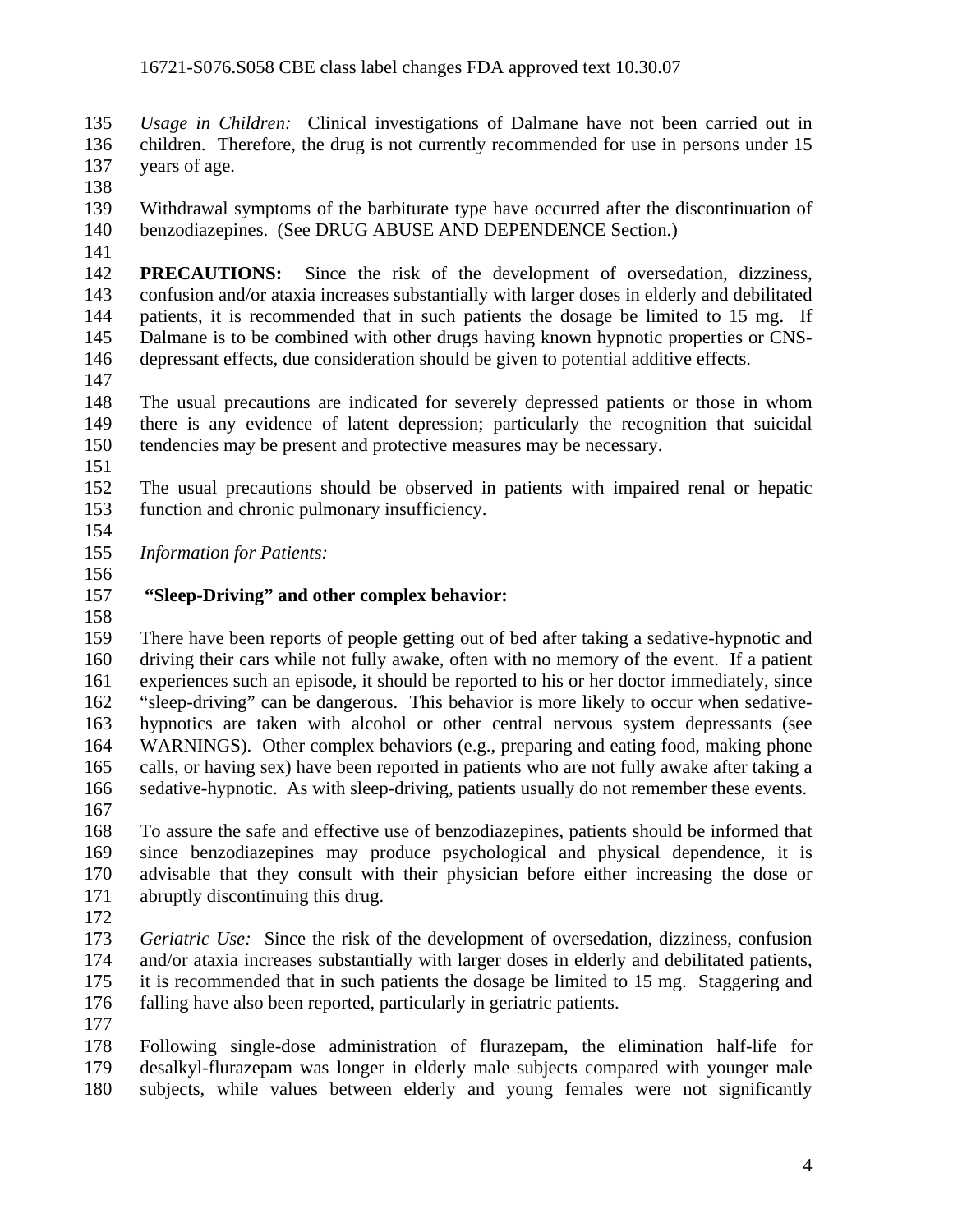*Usage in Children:* Clinical investigations of Dalmane have not been carried out in children. Therefore, the drug is not currently recommended for use in persons under 15 years of age.

Withdrawal symptoms of the barbiturate type have occurred after the discontinuation of benzodiazepines. (See DRUG ABUSE AND DEPENDENCE Section.)

**PRECAUTIONS:** Since the risk of the development of oversedation, dizziness, confusion and/or ataxia increases substantially with larger doses in elderly and debilitated patients, it is recommended that in such patients the dosage be limited to 15 mg. If Dalmane is to be combined with other drugs having known hypnotic properties or CNS-depressant effects, due consideration should be given to potential additive effects.

The usual precautions are indicated for severely depressed patients or those in whom there is any evidence of latent depression; particularly the recognition that suicidal tendencies may be present and protective measures may be necessary.

The usual precautions should be observed in patients with impaired renal or hepatic function and chronic pulmonary insufficiency.

*Information for Patients:*

**"Sleep-Driving" and other complex behavior:**

There have been reports of people getting out of bed after taking a sedative-hypnotic and driving their cars while not fully awake, often with no memory of the event. If a patient experiences such an episode, it should be reported to his or her doctor immediately, since "sleep-driving" can be dangerous. This behavior is more likely to occur when sedative-hypnotics are taken with alcohol or other central nervous system depressants (see WARNINGS). Other complex behaviors (e.g., preparing and eating food, making phone calls, or having sex) have been reported in patients who are not fully awake after taking a sedative-hypnotic. As with sleep-driving, patients usually do not remember these events.

To assure the safe and effective use of benzodiazepines, patients should be informed that since benzodiazepines may produce psychological and physical dependence, it is advisable that they consult with their physician before either increasing the dose or abruptly discontinuing this drug.

*Geriatric Use:* Since the risk of the development of oversedation, dizziness, confusion and/or ataxia increases substantially with larger doses in elderly and debilitated patients, it is recommended that in such patients the dosage be limited to 15 mg. Staggering and falling have also been reported, particularly in geriatric patients.

Following single-dose administration of flurazepam, the elimination half-life for desalkyl-flurazepam was longer in elderly male subjects compared with younger male subjects, while values between elderly and young females were not significantly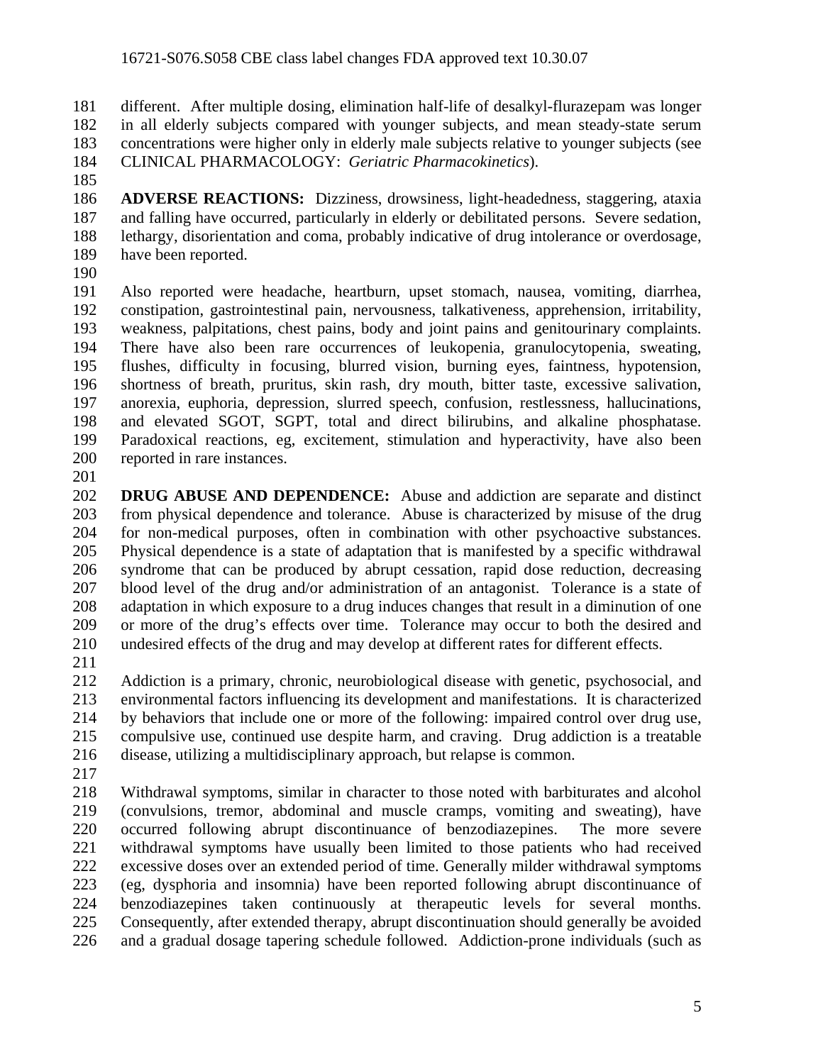different. After multiple dosing, elimination half-life of desalkyl-flurazepam was longer in all elderly subjects compared with younger subjects, and mean steady-state serum concentrations were higher only in elderly male subjects relative to younger subjects (see CLINICAL PHARMACOLOGY: *Geriatric Pharmacokinetics*).

**ADVERSE REACTIONS:** Dizziness, drowsiness, light-headedness, staggering, ataxia and falling have occurred, particularly in elderly or debilitated persons. Severe sedation, lethargy, disorientation and coma, probably indicative of drug intolerance or overdosage, have been reported.

Also reported were headache, heartburn, upset stomach, nausea, vomiting, diarrhea, constipation, gastrointestinal pain, nervousness, talkativeness, apprehension, irritability, weakness, palpitations, chest pains, body and joint pains and genitourinary complaints. There have also been rare occurrences of leukopenia, granulocytopenia, sweating, flushes, difficulty in focusing, blurred vision, burning eyes, faintness, hypotension, shortness of breath, pruritus, skin rash, dry mouth, bitter taste, excessive salivation, anorexia, euphoria, depression, slurred speech, confusion, restlessness, hallucinations, and elevated SGOT, SGPT, total and direct bilirubins, and alkaline phosphatase. Paradoxical reactions, eg, excitement, stimulation and hyperactivity, have also been reported in rare instances.

**DRUG ABUSE AND DEPENDENCE:** Abuse and addiction are separate and distinct from physical dependence and tolerance. Abuse is characterized by misuse of the drug for non-medical purposes, often in combination with other psychoactive substances. Physical dependence is a state of adaptation that is manifested by a specific withdrawal syndrome that can be produced by abrupt cessation, rapid dose reduction, decreasing blood level of the drug and/or administration of an antagonist. Tolerance is a state of adaptation in which exposure to a drug induces changes that result in a diminution of one or more of the drug's effects over time. Tolerance may occur to both the desired and undesired effects of the drug and may develop at different rates for different effects.

Addiction is a primary, chronic, neurobiological disease with genetic, psychosocial, and environmental factors influencing its development and manifestations. It is characterized by behaviors that include one or more of the following: impaired control over drug use, compulsive use, continued use despite harm, and craving. Drug addiction is a treatable disease, utilizing a multidisciplinary approach, but relapse is common.

Withdrawal symptoms, similar in character to those noted with barbiturates and alcohol (convulsions, tremor, abdominal and muscle cramps, vomiting and sweating), have occurred following abrupt discontinuance of benzodiazepines. The more severe withdrawal symptoms have usually been limited to those patients who had received excessive doses over an extended period of time. Generally milder withdrawal symptoms (eg, dysphoria and insomnia) have been reported following abrupt discontinuance of benzodiazepines taken continuously at therapeutic levels for several months. Consequently, after extended therapy, abrupt discontinuation should generally be avoided and a gradual dosage tapering schedule followed. Addiction-prone individuals (such as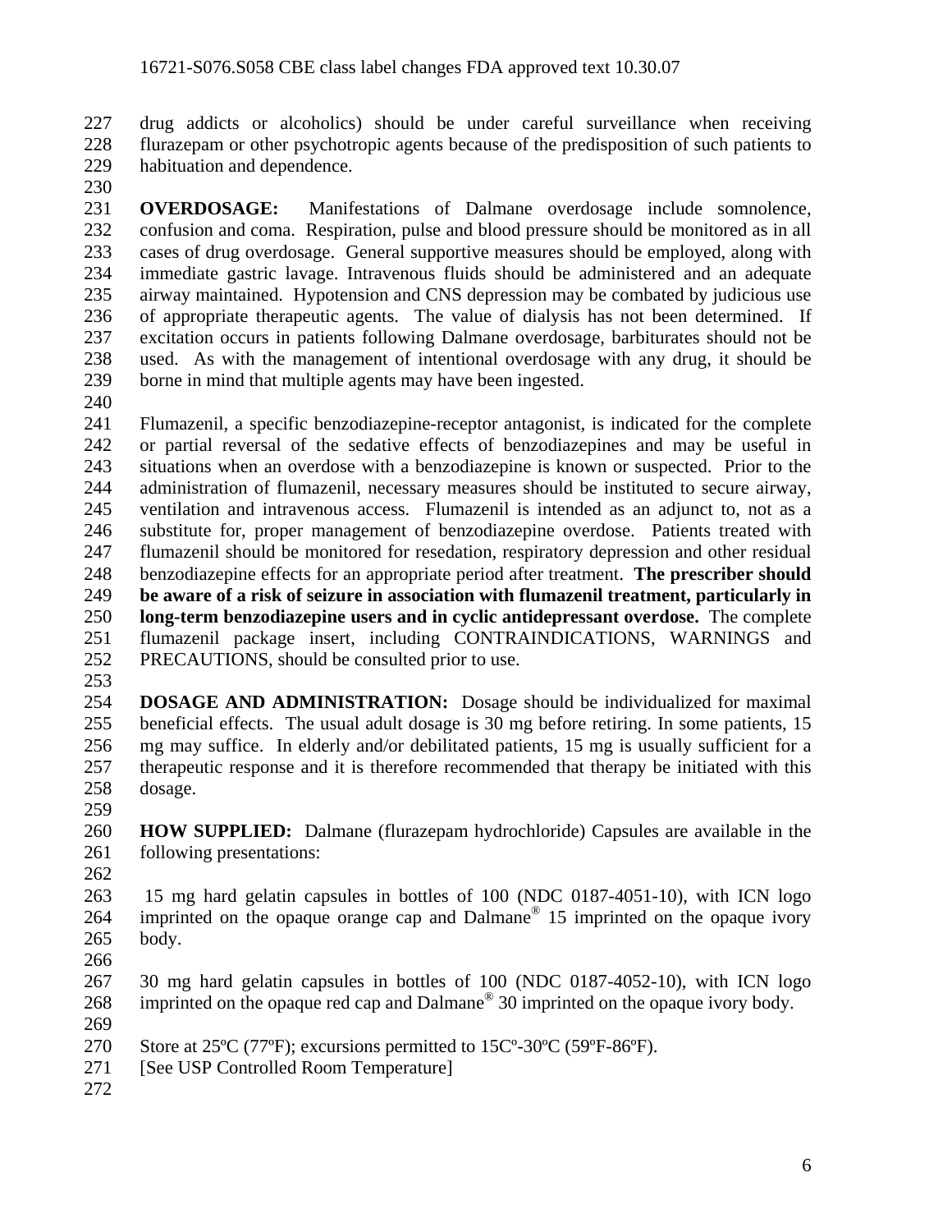drug addicts or alcoholics) should be under careful surveillance when receiving flurazepam or other psychotropic agents because of the predisposition of such patients to habituation and dependence.

**OVERDOSAGE:** Manifestations of Dalmane overdosage include somnolence, confusion and coma. Respiration, pulse and blood pressure should be monitored as in all cases of drug overdosage. General supportive measures should be employed, along with immediate gastric lavage. Intravenous fluids should be administered and an adequate airway maintained. Hypotension and CNS depression may be combated by judicious use of appropriate therapeutic agents. The value of dialysis has not been determined. If excitation occurs in patients following Dalmane overdosage, barbiturates should not be used. As with the management of intentional overdosage with any drug, it should be borne in mind that multiple agents may have been ingested.

Flumazenil, a specific benzodiazepine-receptor antagonist, is indicated for the complete or partial reversal of the sedative effects of benzodiazepines and may be useful in situations when an overdose with a benzodiazepine is known or suspected. Prior to the administration of flumazenil, necessary measures should be instituted to secure airway, ventilation and intravenous access. Flumazenil is intended as an adjunct to, not as a substitute for, proper management of benzodiazepine overdose. Patients treated with flumazenil should be monitored for resedation, respiratory depression and other residual benzodiazepine effects for an appropriate period after treatment. **The prescriber should be aware of a risk of seizure in association with flumazenil treatment, particularly in long-term benzodiazepine users and in cyclic antidepressant overdose.** The complete flumazenil package insert, including CONTRAINDICATIONS, WARNINGS and PRECAUTIONS, should be consulted prior to use.

**DOSAGE AND ADMINISTRATION:** Dosage should be individualized for maximal beneficial effects. The usual adult dosage is 30 mg before retiring. In some patients, 15 mg may suffice. In elderly and/or debilitated patients, 15 mg is usually sufficient for a therapeutic response and it is therefore recommended that therapy be initiated with this dosage.

**HOW SUPPLIED:** Dalmane (flurazepam hydrochloride) Capsules are available in the following presentations:

15 mg hard gelatin capsules in bottles of 100 (NDC 0187-4051-10), with ICN logo imprinted on the opaque orange cap and Dalmane® 15 imprinted on the opaque ivory body.

30 mg hard gelatin capsules in bottles of 100 (NDC 0187-4052-10), with ICN logo imprinted on the opaque red cap and Dalmane® 30 imprinted on the opaque ivory body.

Store at 25ºC (77ºF); excursions permitted to 15Cº-30ºC (59ºF-86ºF).
[See USP Controlled Room Temperature]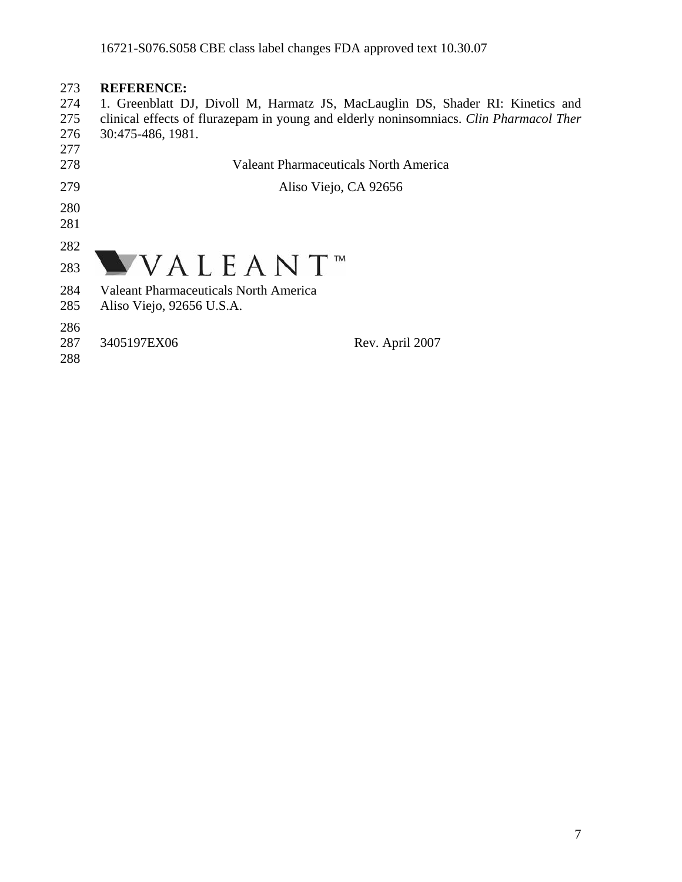**REFERENCE:**

1. Greenblatt DJ, Divoll M, Harmatz JS, MacLauglin DS, Shader RI: Kinetics and clinical effects of flurazepam in young and elderly noninsomniacs. *Clin Pharmacol Ther* 30:475-486, 1981.

Valeant Pharmaceuticals North America

Aliso Viejo, CA 92656

VALEANT™

Valeant Pharmaceuticals North America
Aliso Viejo, 92656 U.S.A.

3405197EX06 Rev. April 2007